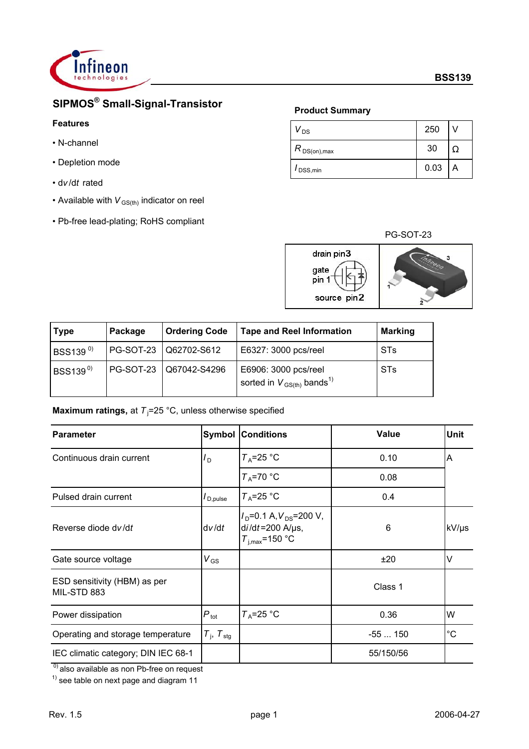# SIPMOS® Small-Signal-Transistor

**Features**

- N-channel
- Depletion mode
- $dv/dt$ rated
- Available with $V_{GS(th)}$ indicator on reel
- Pb-free lead-plating; RoHS compliant

**Product Summary**

| | | |
|---|---|---|
| $V_{DS}$ | 250 | V |
| $R_{DS(on),max}$ | 30 | Ω |
| $I_{DSS,min}$ | 0.03 | A |

PG-SOT-23

drain pin3
gate pin 1
source pin2

| Type | Package | Ordering Code | Tape and Reel Information | Marking |
|---|---|---|---|---|
| BSS139 [0] | PG-SOT-23 | Q62702-S612 | E6327: 3000 pcs/reel | STs |
| BSS139 [0] | PG-SOT-23 | Q67042-S4296 | E6906: 3000 pcs/reel sorted in $V_{GS(th)}$ bands [1] | STs |

**Maximum ratings,** at $T_j$=25 °C, unless otherwise specified

| Parameter | Symbol | Conditions | Value | Unit |
|---|---|---|---|---|
| Continuous drain current | $I_D$ | $T_A$=25 °C | 0.10 | A |
| | | $T_A$=70 °C | 0.08 | |
| Pulsed drain current | $I_{D,pulse}$ | $T_A$=25 °C | 0.4 | |
| Reverse diode $dv/dt$ | $dv/dt$ | $I_D$=0.1 A, $V_{DS}$=200 V, $di/dt$=200 A/µs, $T_{j,max}$=150 °C | 6 | kV/µs |
| Gate source voltage | $V_{GS}$ | | ±20 | V |
| ESD sensitivity (HBM) as per MIL-STD 883 | | | Class 1 | |
| Power dissipation | $P_{tot}$ | $T_A$=25 °C | 0.36 | W |
| Operating and storage temperature | $T_j$, $T_{stg}$ | | -55 ... 150 | °C |
| IEC climatic category; DIN IEC 68-1 | | | 55/150/56 | |

[0] also available as non Pb-free on request

[1] see table on next page and diagram 11

Rev. 1.5 | 2006-04-27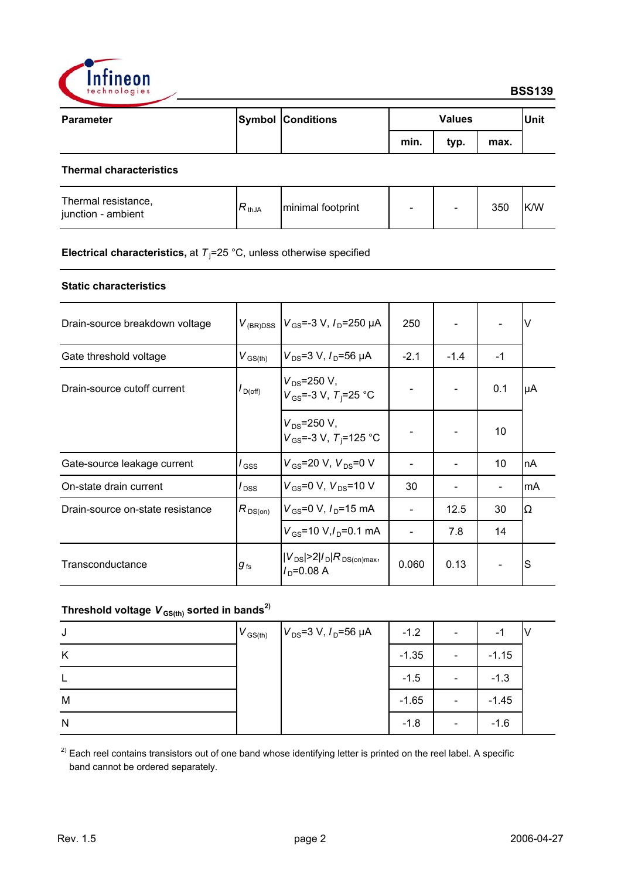| Parameter | Symbol | Conditions | Values | | | Unit |
|---|---|---|---|---|---|---|
| | | | min. | typ. | max. | |
| **Thermal characteristics** | | | | | | |
| Thermal resistance, junction - ambient | $R_{thJA}$ | minimal footprint | - | - | 350 | K/W |

**Electrical characteristics,** at $T_j$=25 °C, unless otherwise specified

| Parameter | Symbol | Conditions | min. | typ. | max. | Unit |
|---|---|---|---|---|---|---|
| **Static characteristics** | | | | | | |
| Drain-source breakdown voltage | $V_{(BR)DSS}$ | $V_{GS}$=-3 V, $I_D$=250 µA | 250 | - | - | V |
| Gate threshold voltage | $V_{GS(th)}$ | $V_{DS}$=3 V, $I_D$=56 µA | -2.1 | -1.4 | -1 | |
| Drain-source cutoff current | $I_{D(off)}$ | $V_{DS}$=250 V, $V_{GS}$=-3 V, $T_j$=25 °C | - | - | 0.1 | µA |
| | | $V_{DS}$=250 V, $V_{GS}$=-3 V, $T_j$=125 °C | - | - | 10 | |
| Gate-source leakage current | $I_{GSS}$ | $V_{GS}$=20 V, $V_{DS}$=0 V | - | - | 10 | nA |
| On-state drain current | $I_{DSS}$ | $V_{GS}$=0 V, $V_{DS}$=10 V | 30 | - | - | mA |
| Drain-source on-state resistance | $R_{DS(on)}$ | $V_{GS}$=0 V, $I_D$=15 mA | - | 12.5 | 30 | Ω |
| | | $V_{GS}$=10 V, $I_D$=0.1 mA | - | 7.8 | 14 | |
| Transconductance | $g_{fs}$ | $\|V_{DS}\|>2\|I_D\|R_{DS(on)max}$, $I_D$=0.08 A | 0.060 | 0.13 | - | S |

**Threshold voltage $V_{GS(th)}$ sorted in bands**[2)]

| Band | Symbol | Conditions | min. | typ. | max. | Unit |
|---|---|---|---|---|---|---|
| J | $V_{GS(th)}$ | $V_{DS}$=3 V, $I_D$=56 µA | -1.2 | - | -1 | V |
| K | | | -1.35 | - | -1.15 | |
| L | | | -1.5 | - | -1.3 | |
| M | | | -1.65 | - | -1.45 | |
| N | | | -1.8 | - | -1.6 | |

[2)] Each reel contains transistors out of one band whose identifying letter is printed on the reel label. A specific band cannot be ordered separately.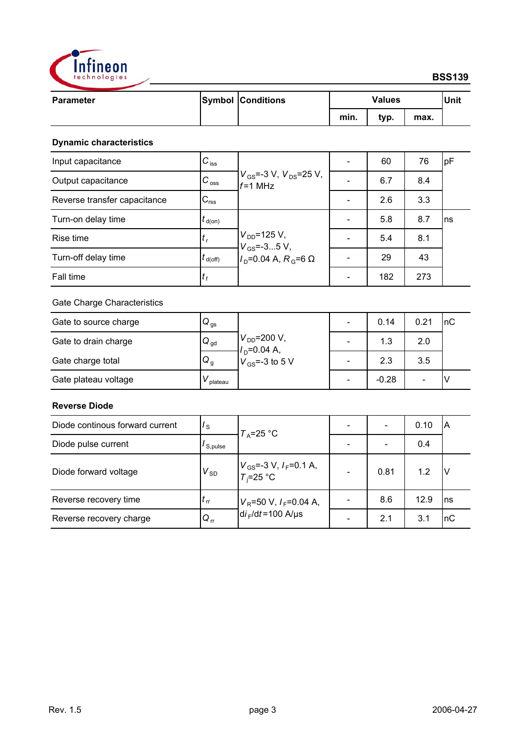| Parameter | Symbol | Conditions | Values | | | Unit |
|---|---|---|---|---|---|---|
| | | | min. | typ. | max. | |
| **Dynamic characteristics** | | | | | | |
| Input capacitance | $C_{iss}$ | $V_{GS}$=-3 V, $V_{DS}$=25 V, $f$=1 MHz | - | 60 | 76 | pF |
| Output capacitance | $C_{oss}$ | | - | 6.7 | 8.4 | |
| Reverse transfer capacitance | $C_{rss}$ | | - | 2.6 | 3.3 | |
| Turn-on delay time | $t_{d(on)}$ | $V_{DD}$=125 V, $V_{GS}$=-3...5 V, $I_D$=0.04 A, $R_G$=6 Ω | - | 5.8 | 8.7 | ns |
| Rise time | $t_r$ | | - | 5.4 | 8.1 | |
| Turn-off delay time | $t_{d(off)}$ | | - | 29 | 43 | |
| Fall time | $t_f$ | | - | 182 | 273 | |
| Gate Charge Characteristics | | | | | | |
| Gate to source charge | $Q_{gs}$ | $V_{DD}$=200 V, $I_D$=0.04 A, $V_{GS}$=-3 to 5 V | - | 0.14 | 0.21 | nC |
| Gate to drain charge | $Q_{gd}$ | | - | 1.3 | 2.0 | |
| Gate charge total | $Q_g$ | | - | 2.3 | 3.5 | |
| Gate plateau voltage | $V_{plateau}$ | | - | -0.28 | - | V |
| **Reverse Diode** | | | | | | |
| Diode continous forward current | $I_S$ | $T_A$=25 °C | - | - | 0.10 | A |
| Diode pulse current | $I_{S,pulse}$ | | - | - | 0.4 | |
| Diode forward voltage | $V_{SD}$ | $V_{GS}$=-3 V, $I_F$=0.1 A, $T_j$=25 °C | - | 0.81 | 1.2 | V |
| Reverse recovery time | $t_{rr}$ | $V_R$=50 V, $I_F$=0.04 A, $di_F/dt$=100 A/μs | - | 8.6 | 12.9 | ns |
| Reverse recovery charge | $Q_{rr}$ | | - | 2.1 | 3.1 | nC |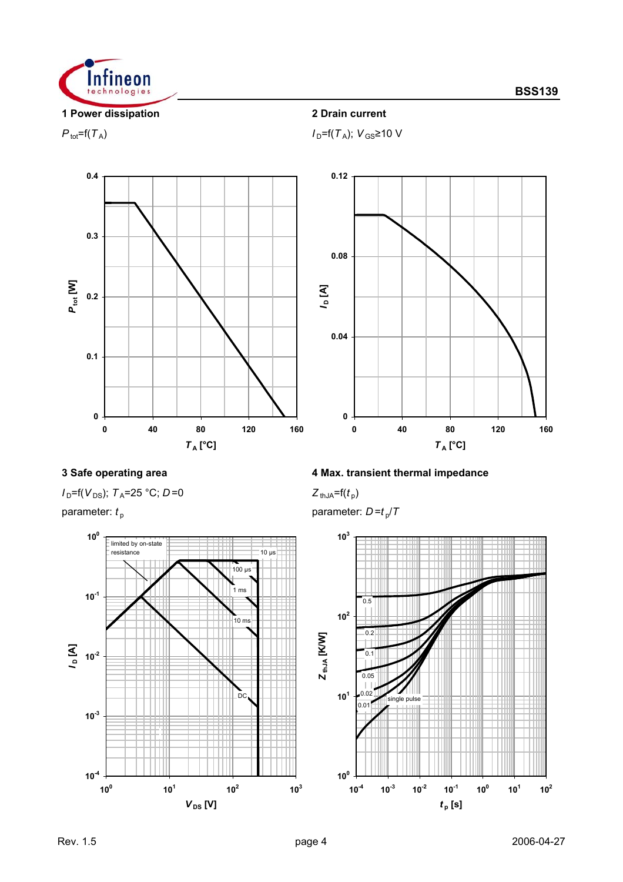## 1 Power dissipation

$P_{tot}$=f($T_A$)

## 2 Drain current

$I_D$=f($T_A$); $V_{GS}$≥10 V

## 3 Safe operating area

$I_D$=f($V_{DS}$); $T_A$=25 °C; $D$=0

parameter: $t_p$

## 4 Max. transient thermal impedance

$Z_{thJA}$=f($t_p$)

parameter: $D$=$t_p$/$T$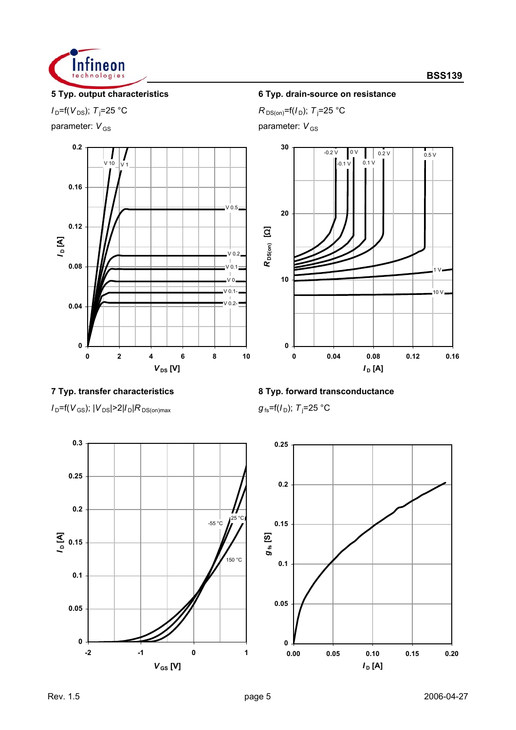**5 Typ. output characteristics**

$I_D$=f($V_{DS}$); $T_j$=25 °C

parameter: $V_{GS}$

**6 Typ. drain-source on resistance**

$R_{DS(on)}$=f($I_D$); $T_j$=25 °C

parameter: $V_{GS}$

**7 Typ. transfer characteristics**

$I_D$=f($V_{GS}$); $|V_{DS}|$>2$|I_D|R_{DS(on)max}$

**8 Typ. forward transconductance**

$g_{fs}$=f($I_D$); $T_j$=25 °C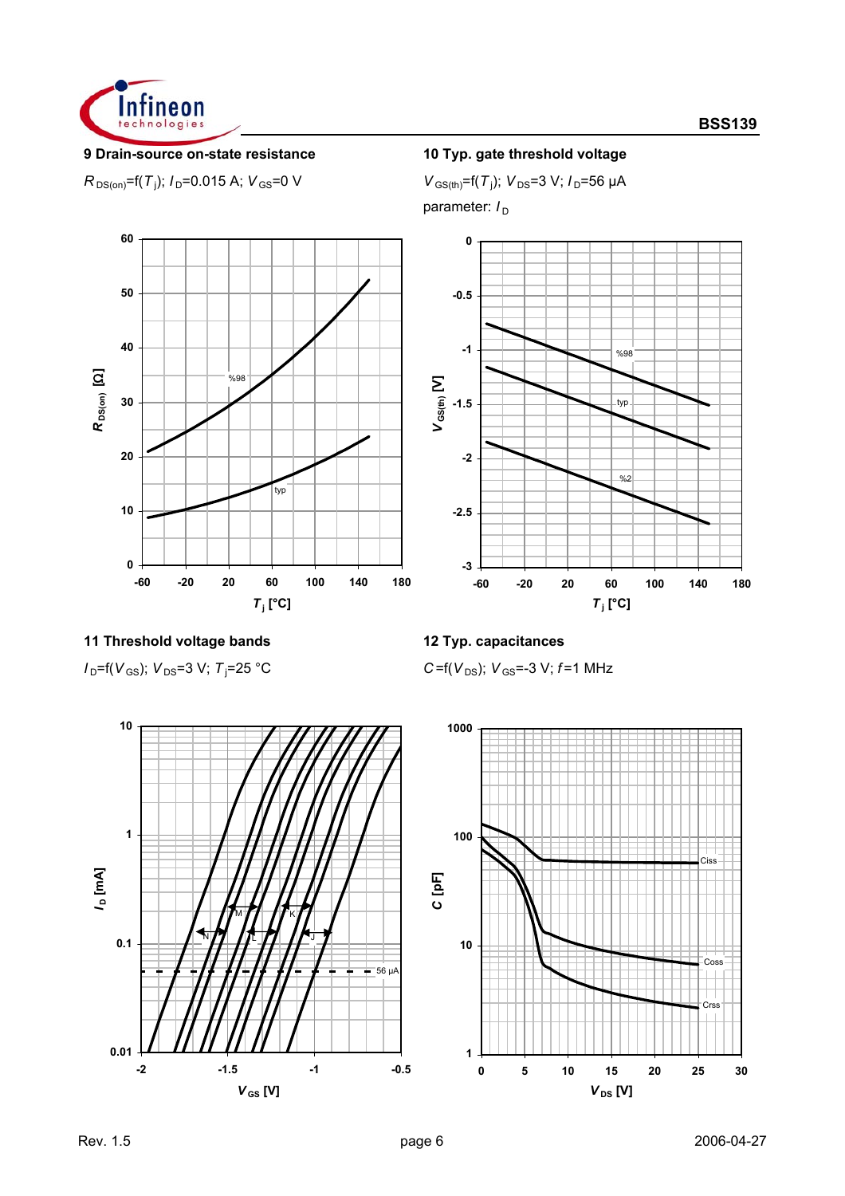**9 Drain-source on-state resistance**

$R_{DS(on)}$=f($T_j$); $I_D$=0.015 A; $V_{GS}$=0 V

**10 Typ. gate threshold voltage**

$V_{GS(th)}$=f($T_j$); $V_{DS}$=3 V; $I_D$=56 µA

parameter: $I_D$

**11 Threshold voltage bands**

$I_D$=f($V_{GS}$); $V_{DS}$=3 V; $T_j$=25 °C

**12 Typ. capacitances**

$C$=f($V_{DS}$); $V_{GS}$=-3 V; $f$=1 MHz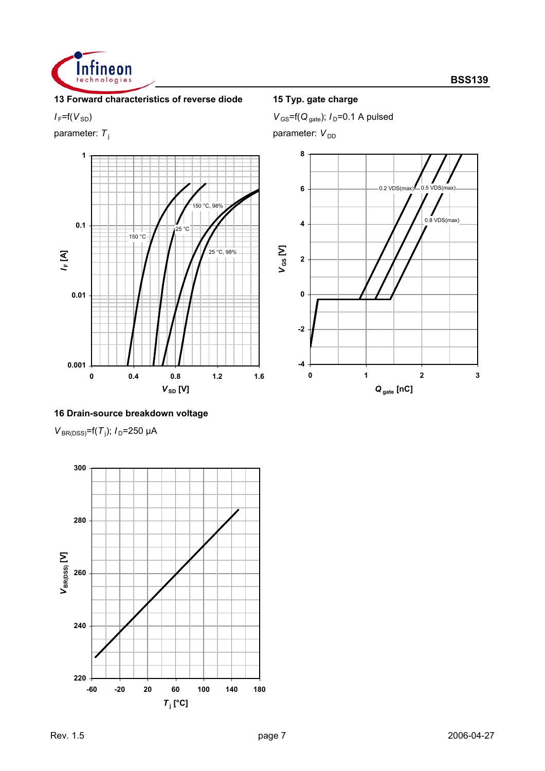### 13 Forward characteristics of reverse diode

$I_F = f(V_{SD})$

parameter: $T_j$

### 15 Typ. gate charge

$V_{GS} = f(Q_{gate})$; $I_D = 0.1$ A pulsed

parameter: $V_{DD}$

### 16 Drain-source breakdown voltage

$V_{BR(DSS)} = f(T_j)$; $I_D = 250$ µA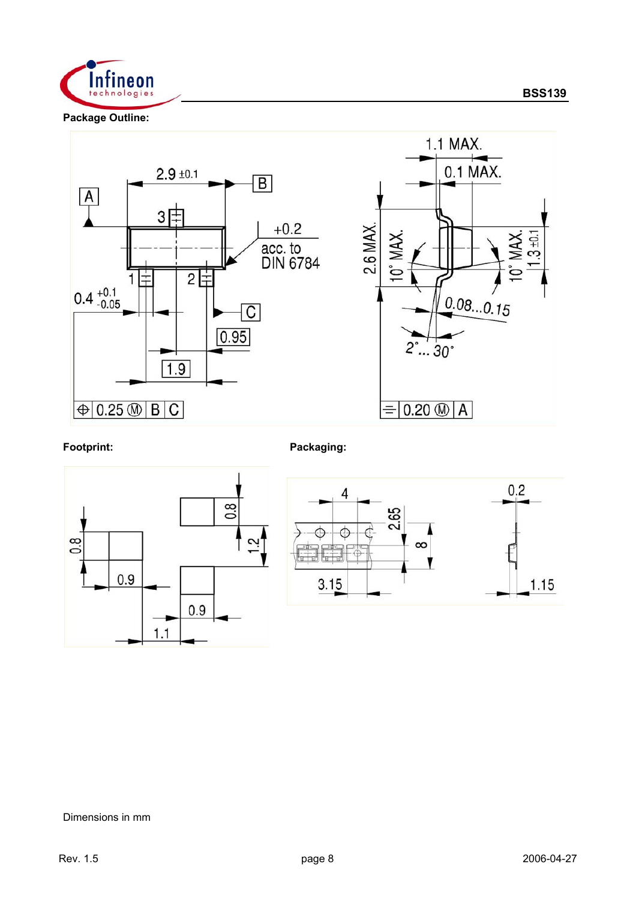**Package Outline:**

**Footprint:**

**Packaging:**

Dimensions in mm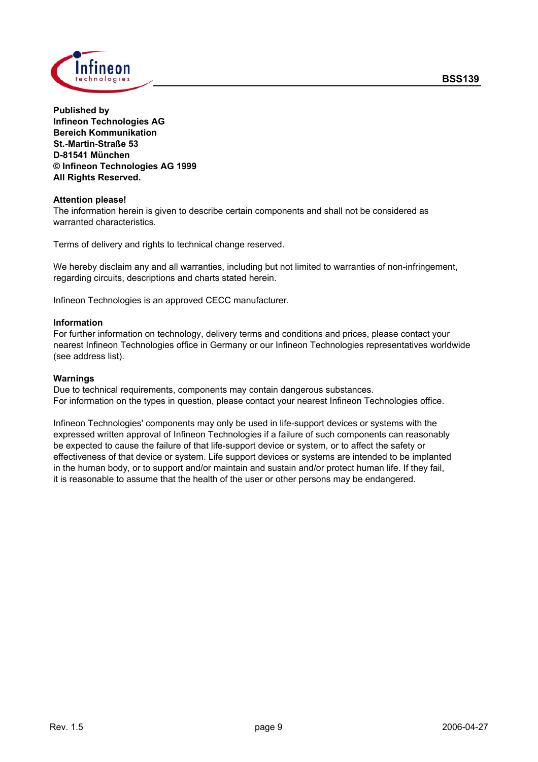**Published by**
**Infineon Technologies AG**
**Bereich Kommunikation**
**St.-Martin-Straße 53**
**D-81541 München**
**© Infineon Technologies AG 1999**
**All Rights Reserved.**

**Attention please!**
The information herein is given to describe certain components and shall not be considered as warranted characteristics.

Terms of delivery and rights to technical change reserved.

We hereby disclaim any and all warranties, including but not limited to warranties of non-infringement, regarding circuits, descriptions and charts stated herein.

Infineon Technologies is an approved CECC manufacturer.

**Information**
For further information on technology, delivery terms and conditions and prices, please contact your nearest Infineon Technologies office in Germany or our Infineon Technologies representatives worldwide (see address list).

**Warnings**
Due to technical requirements, components may contain dangerous substances.
For information on the types in question, please contact your nearest Infineon Technologies office.

Infineon Technologies' components may only be used in life-support devices or systems with the expressed written approval of Infineon Technologies if a failure of such components can reasonably be expected to cause the failure of that life-support device or system, or to affect the safety or effectiveness of that device or system. Life support devices or systems are intended to be implanted in the human body, or to support and/or maintain and sustain and/or protect human life. If they fail, it is reasonable to assume that the health of the user or other persons may be endangered.